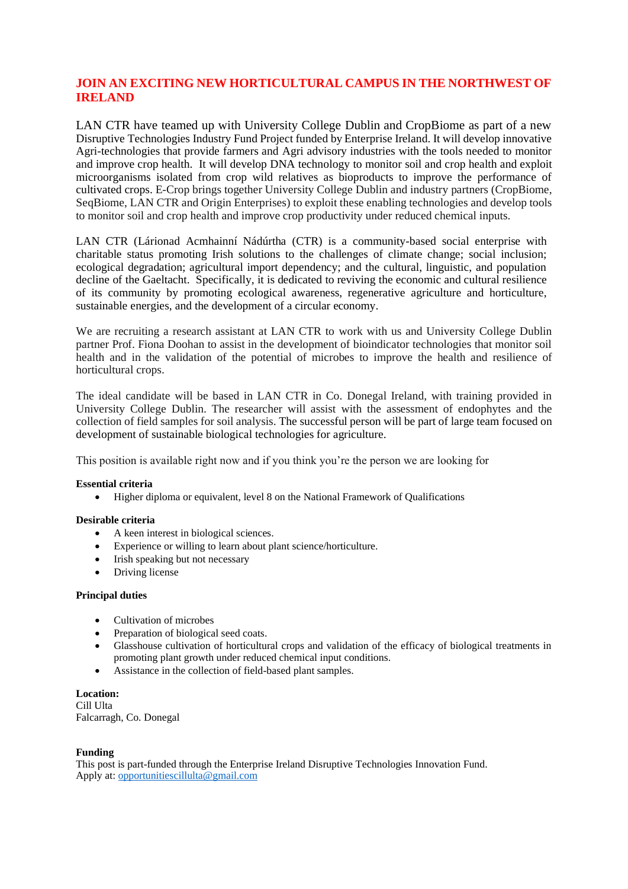# JOIN AN EXCITING NEW HORTICULTURAL CAMPUS IN THE NORTHWEST OF IRELAND

LAN CTR have teamed up with University College Dublin and CropBiome as part of a new Disruptive Technologies Industry Fund Project funded by Enterprise Ireland. It will develop innovative Agri-technologies that provide farmers and Agri advisory industries with the tools needed to monitor and improve crop health. It will develop DNA technology to monitor soil and crop health and exploit microorganisms isolated from crop wild relatives as bioproducts to improve the performance of cultivated crops. E-Crop brings together University College Dublin and industry partners (CropBiome, SeqBiome, LAN CTR and Origin Enterprises) to exploit these enabling technologies and develop tools to monitor soil and crop health and improve crop productivity under reduced chemical inputs.

LAN CTR (Lárionad Acmhainní Nádúrtha (CTR) is a community-based social enterprise with charitable status promoting Irish solutions to the challenges of climate change; social inclusion; ecological degradation; agricultural import dependency; and the cultural, linguistic, and population decline of the Gaeltacht. Specifically, it is dedicated to reviving the economic and cultural resilience of its community by promoting ecological awareness, regenerative agriculture and horticulture, sustainable energies, and the development of a circular economy.

We are recruiting a research assistant at LAN CTR to work with us and University College Dublin partner Prof. Fiona Doohan to assist in the development of bioindicator technologies that monitor soil health and in the validation of the potential of microbes to improve the health and resilience of horticultural crops.

The ideal candidate will be based in LAN CTR in Co. Donegal Ireland, with training provided in University College Dublin. The researcher will assist with the assessment of endophytes and the collection of field samples for soil analysis. The successful person will be part of large team focused on development of sustainable biological technologies for agriculture.

This position is available right now and if you think you're the person we are looking for

**Essential criteria**

- Higher diploma or equivalent, level 8 on the National Framework of Qualifications

**Desirable criteria**

- A keen interest in biological sciences.
- Experience or willing to learn about plant science/horticulture.
- Irish speaking but not necessary
- Driving license

**Principal duties**

- Cultivation of microbes
- Preparation of biological seed coats.
- Glasshouse cultivation of horticultural crops and validation of the efficacy of biological treatments in promoting plant growth under reduced chemical input conditions.
- Assistance in the collection of field-based plant samples.

**Location:**
Cill Ulta
Falcarragh, Co. Donegal

**Funding**
This post is part-funded through the Enterprise Ireland Disruptive Technologies Innovation Fund.
Apply at: opportunitiescillulta@gmail.com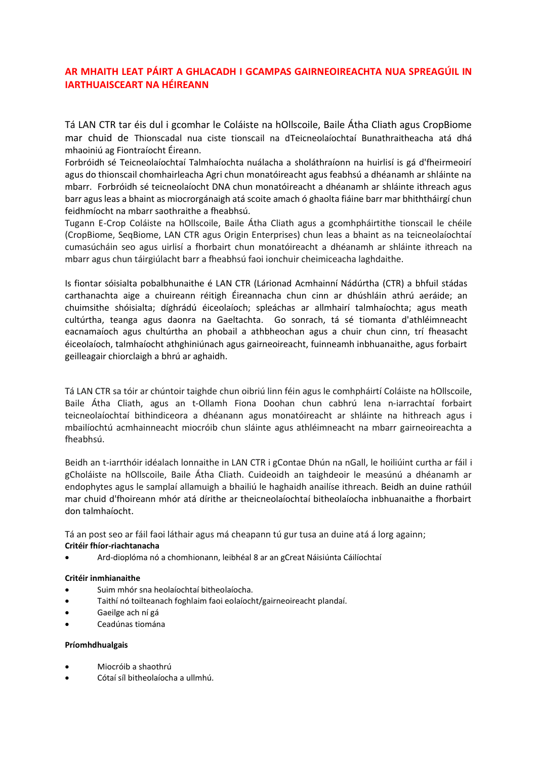## AR MHAITH LEAT PÁIRT A GHLACADH I GCAMPAS GAIRNEOIREACHTA NUA SPREAGÚIL IN IARTHUAISCEART NA HÉIREANN

Tá LAN CTR tar éis dul i gcomhar le Coláiste na hOllscoile, Baile Átha Cliath agus CropBiome mar chuid de Thionscadal nua ciste tionscail na dTeicneolaíochtaí Bunathraitheacha atá dhá mhaoiniú ag Fiontraíocht Éireann.
Forbróidh sé Teicneolaíochtaí Talmhaíochta nuálacha a sholáthraíonn na huirlisí is gá d'fheirmeoirí agus do thionscail chomhairleacha Agri chun monatóireacht agus feabhsú a dhéanamh ar shláinte na mbarr. Forbróidh sé teicneolaíocht DNA chun monatóireacht a dhéanamh ar shláinte ithreach agus barr agus leas a bhaint as miocrorgánaigh atá scoite amach ó ghaolta fiáine barr mar bhiththáirgí chun feidhmíocht na mbarr saothraithe a fheabhsú.
Tugann E-Crop Coláiste na hOllscoile, Baile Átha Cliath agus a gcomhpháirtithe tionscail le chéile (CropBiome, SeqBiome, LAN CTR agus Origin Enterprises) chun leas a bhaint as na teicneolaíochtaí cumasúcháin seo agus uirlisí a fhorbairt chun monatóireacht a dhéanamh ar shláinte ithreach na mbarr agus chun táirgiúlacht barr a fheabhsú faoi ionchuir cheimiceacha laghdaithe.

Is fiontar sóisialta pobalbhunaithe é LAN CTR (Lárionad Acmhainní Nádúrtha (CTR) a bhfuil stádas carthanachta aige a chuireann réitigh Éireannacha chun cinn ar dhúshláin athrú aeráide; an chuimsithe shóisialta; díghrádú éiceolaíoch; spleáchas ar allmhairí talmhaíochta; agus meath cultúrtha, teanga agus daonra na Gaeltachta. Go sonrach, tá sé tiomanta d'athléimneacht eacnamaíoch agus chultúrtha an phobail a athbheochan agus a chuir chun cinn, trí fheasacht éiceolaíoch, talmhaíocht athghiniúnach agus gairneoireacht, fuinneamh inbhuanaithe, agus forbairt geilleagair chiorclaigh a bhrú ar aghaidh.

Tá LAN CTR sa tóir ar chúntoir taighde chun oibriú linn féin agus le comhpháirtí Coláiste na hOllscoile, Baile Átha Cliath, agus an t-Ollamh Fiona Doohan chun cabhrú lena n-iarrachtaí forbairt teicneolaíochtaí bithindiceora a dhéanann agus monatóireacht ar shláinte na hithreach agus i mbailíochtú acmhainneacht miocróib chun sláinte agus athléimneacht na mbarr gairneoireachta a fheabhsú.

Beidh an t-iarrthóir idéalach lonnaithe in LAN CTR i gContae Dhún na nGall, le hoiliúint curtha ar fáil i gColáiste na hOllscoile, Baile Átha Cliath. Cuideoidh an taighdeoir le measúnú a dhéanamh ar endophytes agus le samplaí allamuigh a bhailiú le haghaidh anailíse ithreach. Beidh an duine rathúil mar chuid d'fhoireann mhór atá dírithe ar theicneolaíochtaí bitheolaíocha inbhuanaithe a fhorbairt don talmhaíocht.

Tá an post seo ar fáil faoi láthair agus má cheapann tú gur tusa an duine atá á lorg againn;

**Critéir fhíor-riachtanacha**

- Ard-dioplóma nó a chomhionann, leibhéal 8 ar an gCreat Náisiúnta Cáilíochtaí

**Critéir inmhianaithe**

- Suim mhór sna heolaíochtaí bitheolaíocha.
- Taithí nó toilteanach foghlaim faoi eolaíocht/gairneoireacht plandaí.
- Gaeilge ach ní gá
- Ceadúnas tiomána

**Príomhdhualgais**

- Miocróib a shaothrú
- Cótaí síl bitheolaíocha a ullmhú.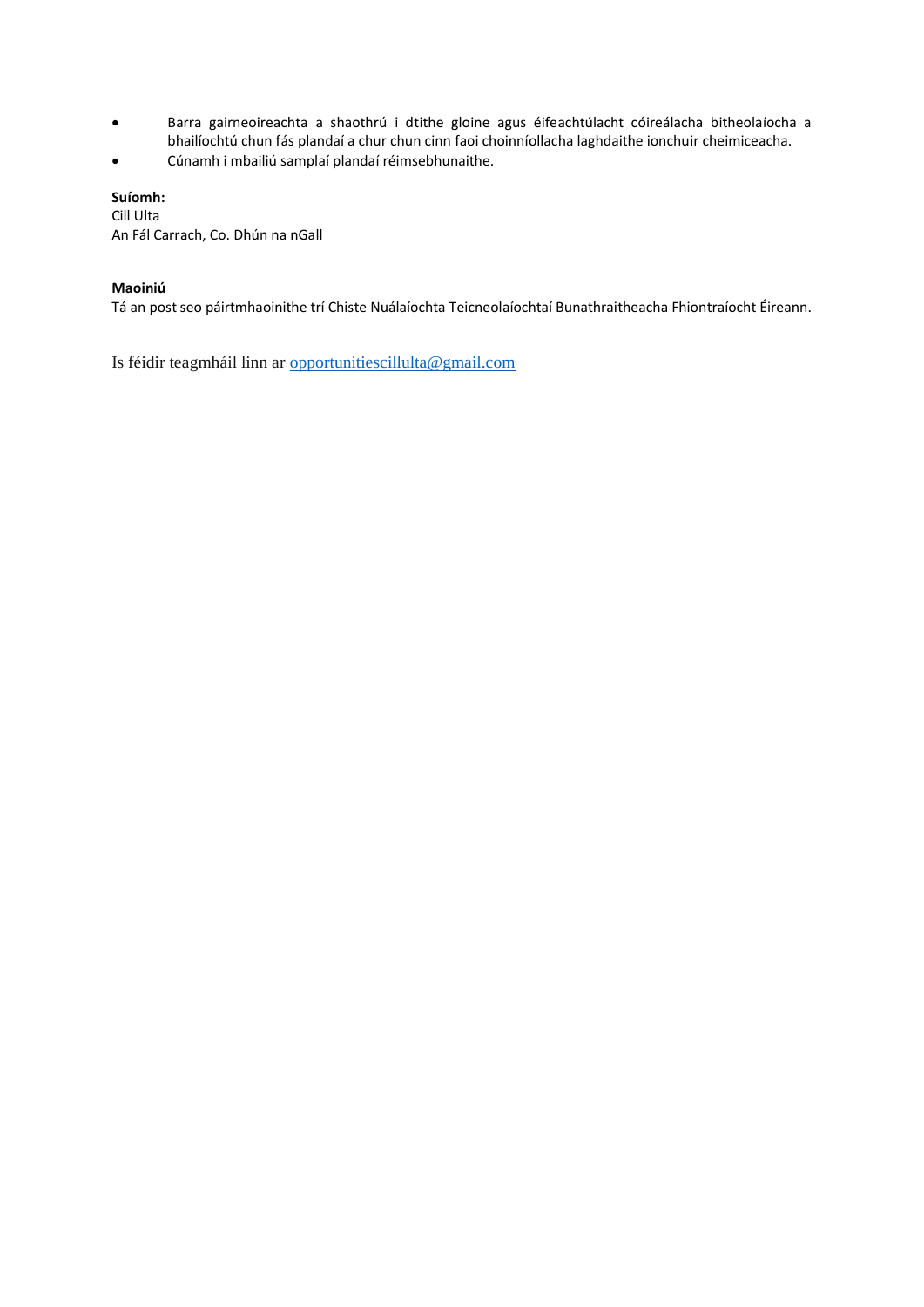- Barra gairneoireachta a shaothrú i dtithe gloine agus éifeachtúlacht cóireálacha bitheolaíocha a bhailíochtú chun fás plandaí a chur chun cinn faoi choinníollacha laghdaithe ionchuir cheimiceacha.
- Cúnamh i mbailiú samplaí plandaí réimsebhunaithe.

**Suíomh:**
Cill Ulta
An Fál Carrach, Co. Dhún na nGall

**Maoiniú**
Tá an post seo páirtmhaoinithe trí Chiste Nuálaíochta Teicneolaíochtaí Bunathraitheacha Fhiontraíocht Éireann.

Is féidir teagmháil linn ar opportunitiescillulta@gmail.com